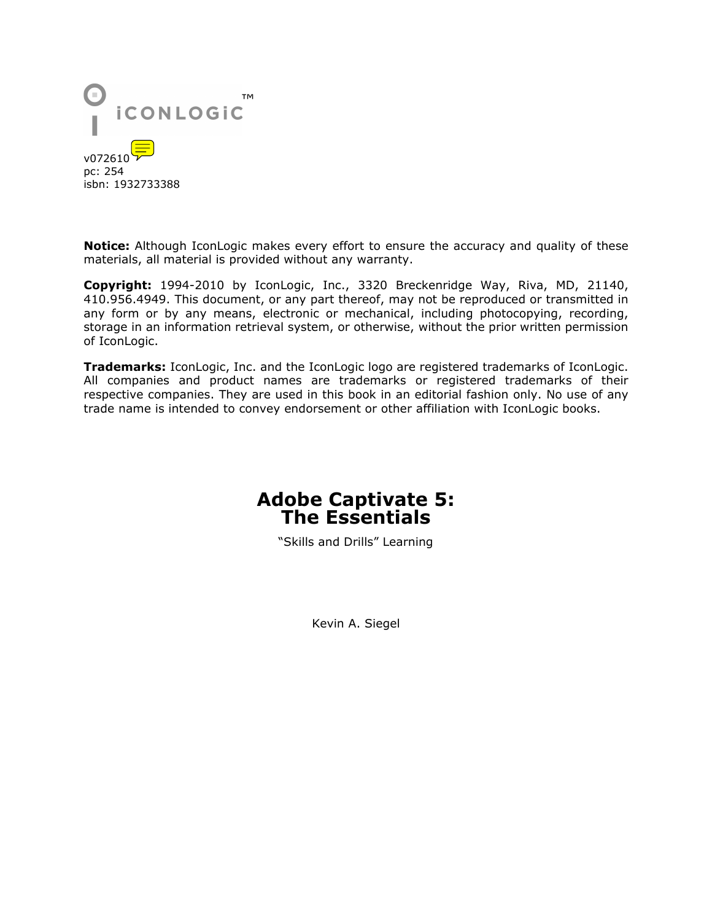ICONLOGIC™

v072610
pc: 254
isbn: 1932733388

**Notice:** Although IconLogic makes every effort to ensure the accuracy and quality of these materials, all material is provided without any warranty.

**Copyright:** 1994-2010 by IconLogic, Inc., 3320 Breckenridge Way, Riva, MD, 21140, 410.956.4949. This document, or any part thereof, may not be reproduced or transmitted in any form or by any means, electronic or mechanical, including photocopying, recording, storage in an information retrieval system, or otherwise, without the prior written permission of IconLogic.

**Trademarks:** IconLogic, Inc. and the IconLogic logo are registered trademarks of IconLogic. All companies and product names are trademarks or registered trademarks of their respective companies. They are used in this book in an editorial fashion only. No use of any trade name is intended to convey endorsement or other affiliation with IconLogic books.

# Adobe Captivate 5: The Essentials

"Skills and Drills" Learning

Kevin A. Siegel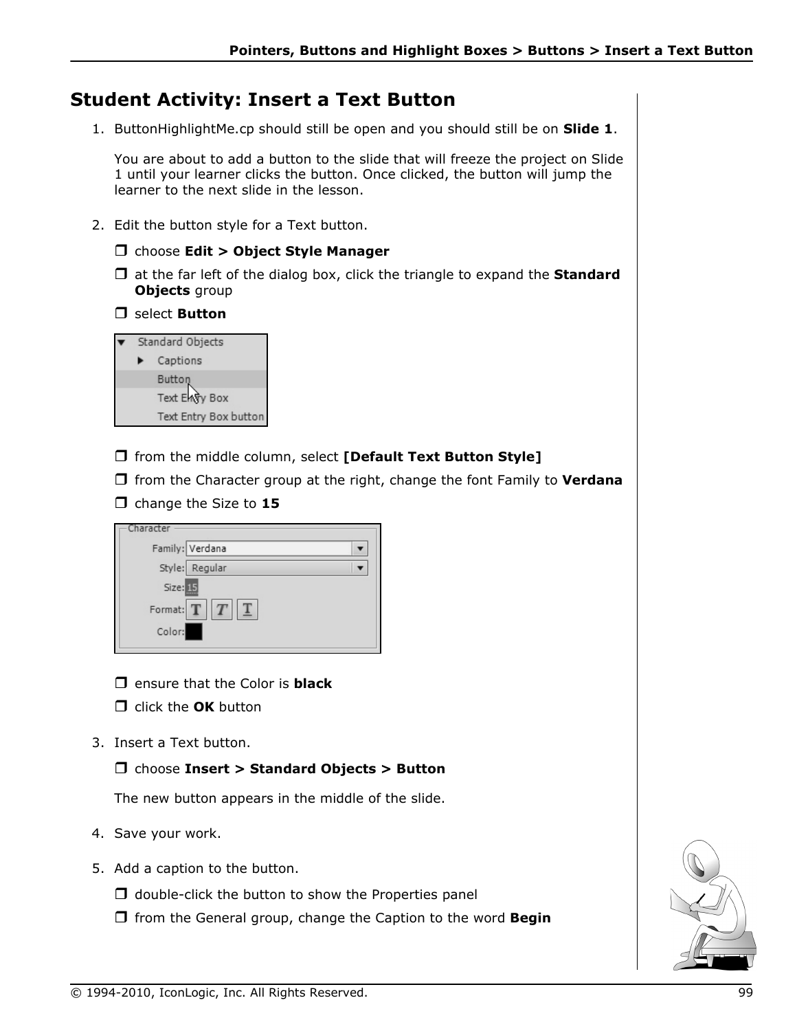# Student Activity: Insert a Text Button

1. ButtonHighlightMe.cp should still be open and you should still be on **Slide 1**.

   You are about to add a button to the slide that will freeze the project on Slide 1 until your learner clicks the button. Once clicked, the button will jump the learner to the next slide in the lesson.

2. Edit the button style for a Text button.

   ❒ choose **Edit > Object Style Manager**

   ❒ at the far left of the dialog box, click the triangle to expand the **Standard Objects** group

   ❒ select **Button**

   ❒ from the middle column, select **[Default Text Button Style]**

   ❒ from the Character group at the right, change the font Family to **Verdana**

   ❒ change the Size to **15**

   ❒ ensure that the Color is **black**

   ❒ click the **OK** button

3. Insert a Text button.

   ❒ choose **Insert > Standard Objects > Button**

   The new button appears in the middle of the slide.

4. Save your work.

5. Add a caption to the button.

   ❒ double-click the button to show the Properties panel

   ❒ from the General group, change the Caption to the word **Begin**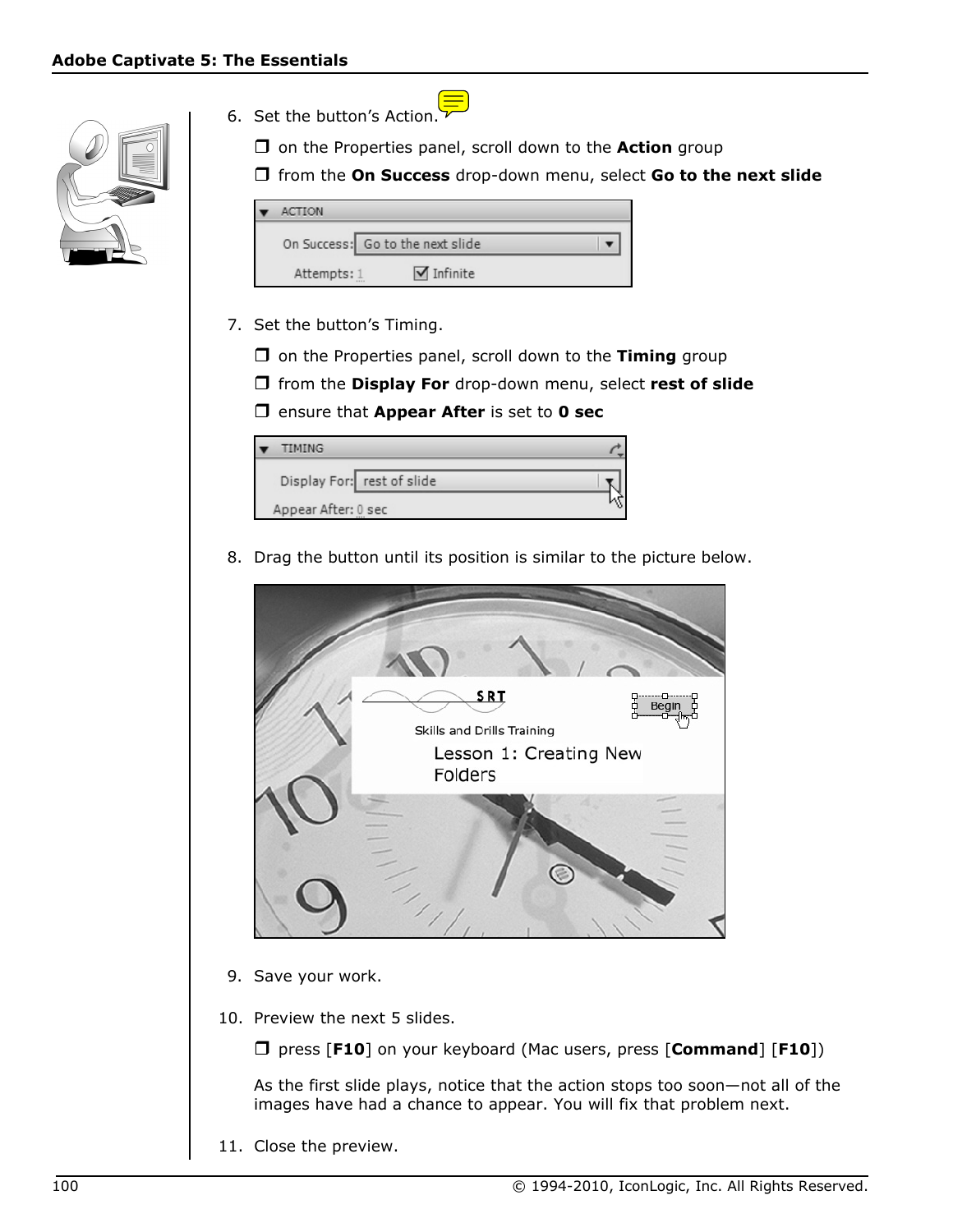6. Set the button's Action.

   ❒ on the Properties panel, scroll down to the **Action** group

   ❒ from the **On Success** drop-down menu, select **Go to the next slide**

7. Set the button's Timing.

   ❒ on the Properties panel, scroll down to the **Timing** group

   ❒ from the **Display For** drop-down menu, select **rest of slide**

   ❒ ensure that **Appear After** is set to **0 sec**

8. Drag the button until its position is similar to the picture below.

9. Save your work.

10. Preview the next 5 slides.

    ❒ press [**F10**] on your keyboard (Mac users, press [**Command**] [**F10**])

    As the first slide plays, notice that the action stops too soon—not all of the images have had a chance to appear. You will fix that problem next.

11. Close the preview.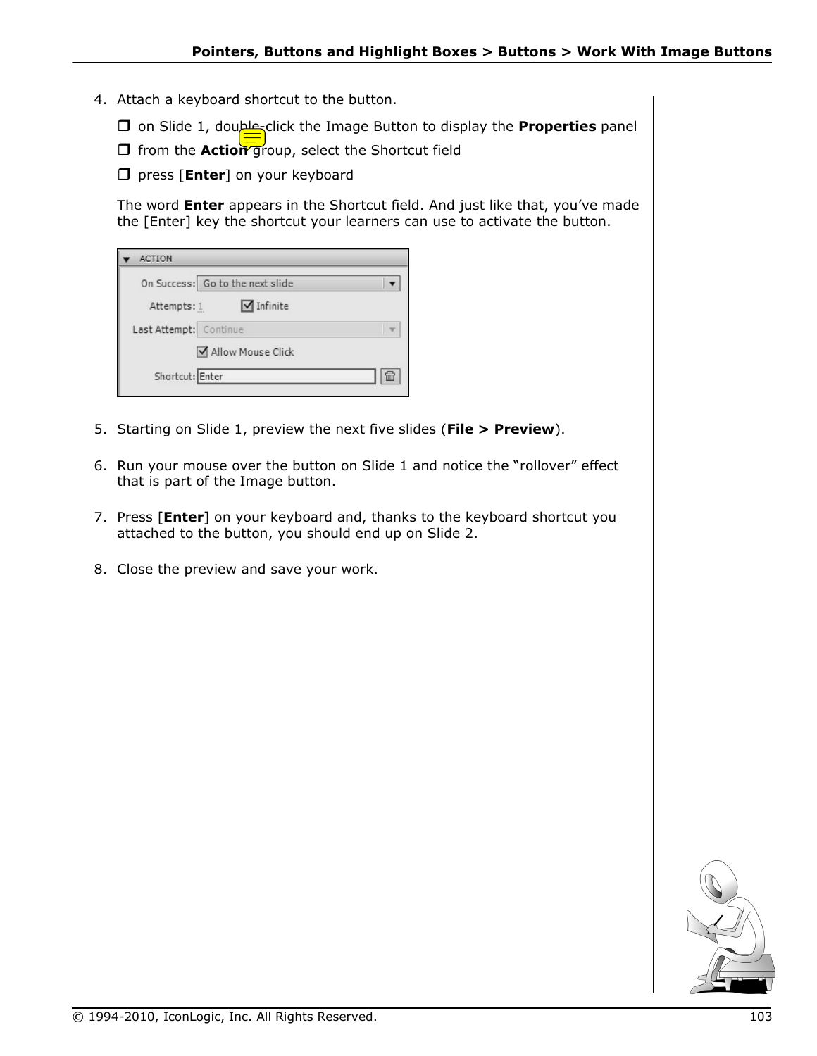4. Attach a keyboard shortcut to the button.

   ❒ on Slide 1, double-click the Image Button to display the **Properties** panel

   ❒ from the **Action** group, select the Shortcut field

   ❒ press [**Enter**] on your keyboard

   The word **Enter** appears in the Shortcut field. And just like that, you've made the [Enter] key the shortcut your learners can use to activate the button.

5. Starting on Slide 1, preview the next five slides (**File > Preview**).

6. Run your mouse over the button on Slide 1 and notice the "rollover" effect that is part of the Image button.

7. Press [**Enter**] on your keyboard and, thanks to the keyboard shortcut you attached to the button, you should end up on Slide 2.

8. Close the preview and save your work.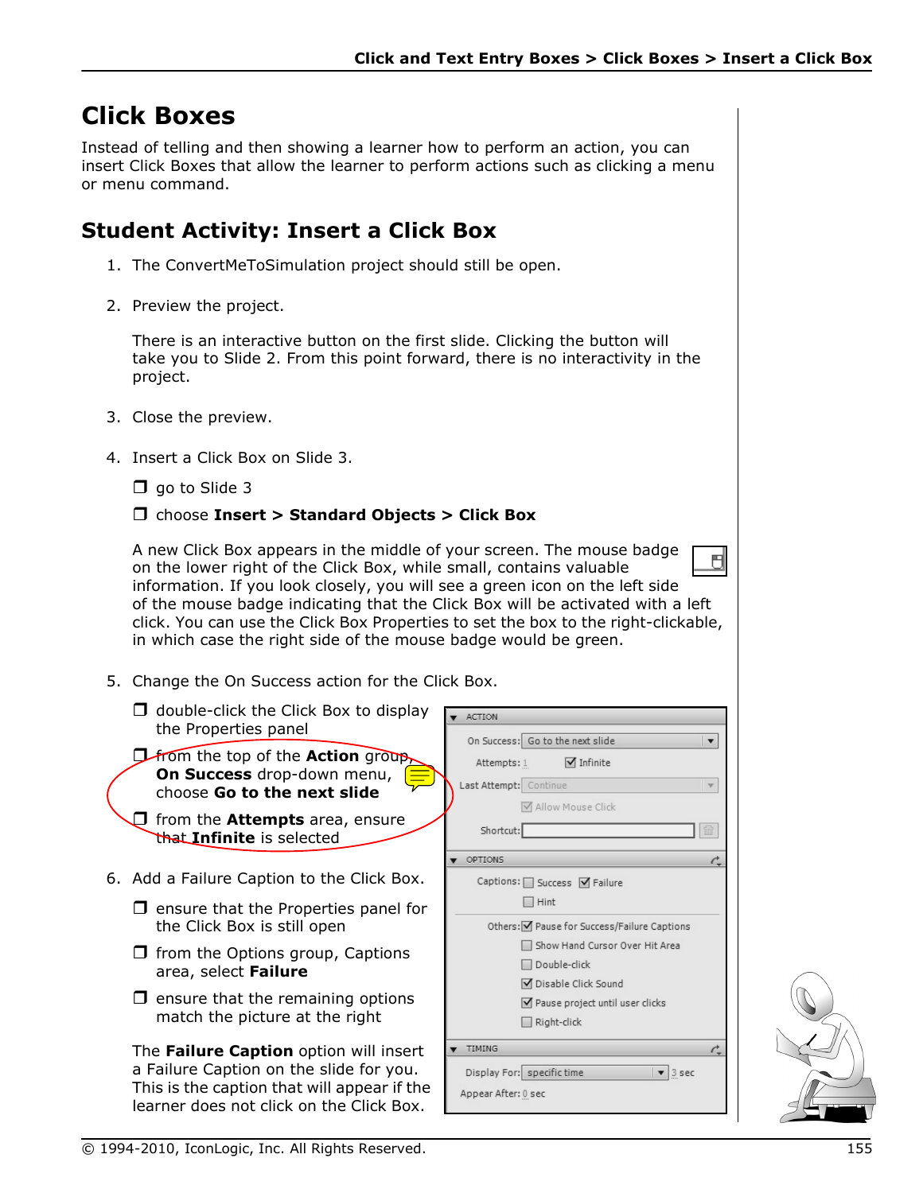# Click Boxes

Instead of telling and then showing a learner how to perform an action, you can insert Click Boxes that allow the learner to perform actions such as clicking a menu or menu command.

## Student Activity: Insert a Click Box

1. The ConvertMeToSimulation project should still be open.

2. Preview the project.

   There is an interactive button on the first slide. Clicking the button will take you to Slide 2. From this point forward, there is no interactivity in the project.

3. Close the preview.

4. Insert a Click Box on Slide 3.

   ❒ go to Slide 3

   ❒ choose **Insert > Standard Objects > Click Box**

   A new Click Box appears in the middle of your screen. The mouse badge on the lower right of the Click Box, while small, contains valuable information. If you look closely, you will see a green icon on the left side of the mouse badge indicating that the Click Box will be activated with a left click. You can use the Click Box Properties to set the box to the right-clickable, in which case the right side of the mouse badge would be green.

5. Change the On Success action for the Click Box.

   ❒ double-click the Click Box to display the Properties panel

   ❒ from the top of the **Action** group, **On Success** drop-down menu, choose **Go to the next slide**

   ❒ from the **Attempts** area, ensure that **Infinite** is selected

6. Add a Failure Caption to the Click Box.

   ❒ ensure that the Properties panel for the Click Box is still open

   ❒ from the Options group, Captions area, select **Failure**

   ❒ ensure that the remaining options match the picture at the right

   The **Failure Caption** option will insert a Failure Caption on the slide for you. This is the caption that will appear if the learner does not click on the Click Box.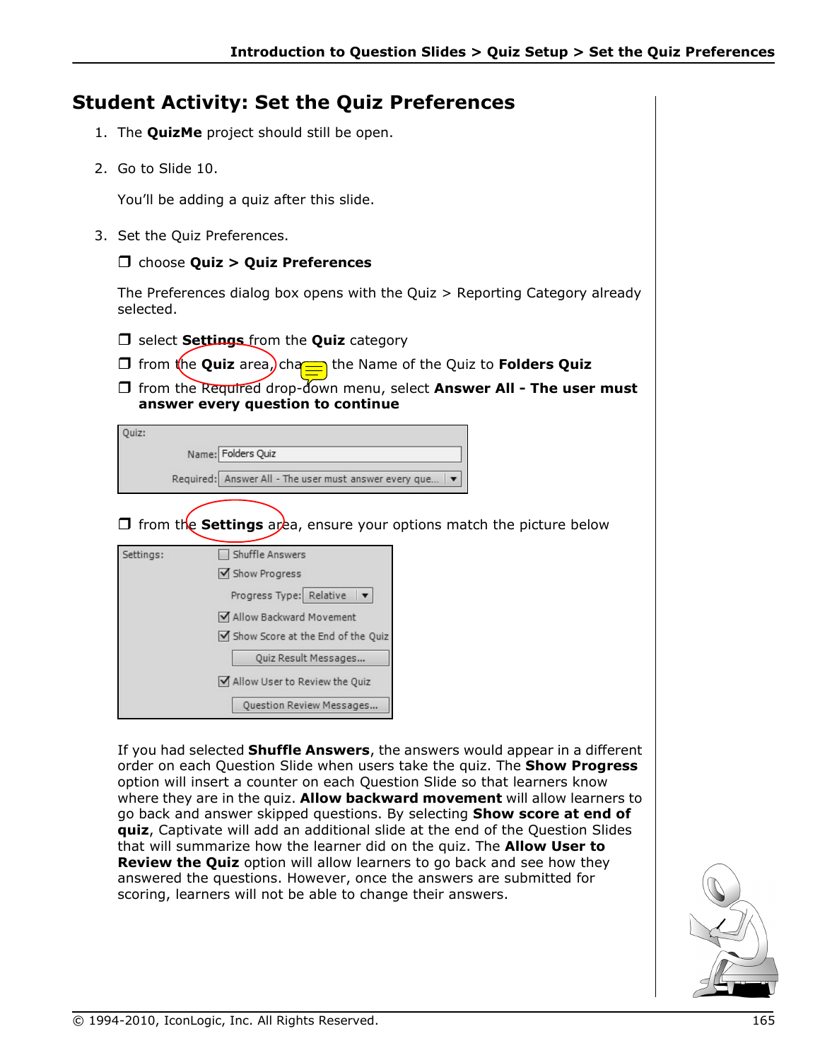## Student Activity: Set the Quiz Preferences

1. The **QuizMe** project should still be open.

2. Go to Slide 10.

   You'll be adding a quiz after this slide.

3. Set the Quiz Preferences.

   ❒ choose **Quiz > Quiz Preferences**

   The Preferences dialog box opens with the Quiz > Reporting Category already selected.

   ❒ select **Settings** from the **Quiz** category

   ❒ from the **Quiz** area, change the Name of the Quiz to **Folders Quiz**

   ❒ from the Required drop-down menu, select **Answer All - The user must answer every question to continue**

   Quiz:
   Name: Folders Quiz
   Required: Answer All - The user must answer every que...

   ❒ from the **Settings** area, ensure your options match the picture below

   Settings:
   ☐ Shuffle Answers
   ☑ Show Progress
   Progress Type: Relative
   ☑ Allow Backward Movement
   ☑ Show Score at the End of the Quiz
   Quiz Result Messages...
   ☑ Allow User to Review the Quiz
   Question Review Messages...

   If you had selected **Shuffle Answers**, the answers would appear in a different order on each Question Slide when users take the quiz. The **Show Progress** option will insert a counter on each Question Slide so that learners know where they are in the quiz. **Allow backward movement** will allow learners to go back and answer skipped questions. By selecting **Show score at end of quiz**, Captivate will add an additional slide at the end of the Question Slides that will summarize how the learner did on the quiz. The **Allow User to Review the Quiz** option will allow learners to go back and see how they answered the questions. However, once the answers are submitted for scoring, learners will not be able to change their answers.